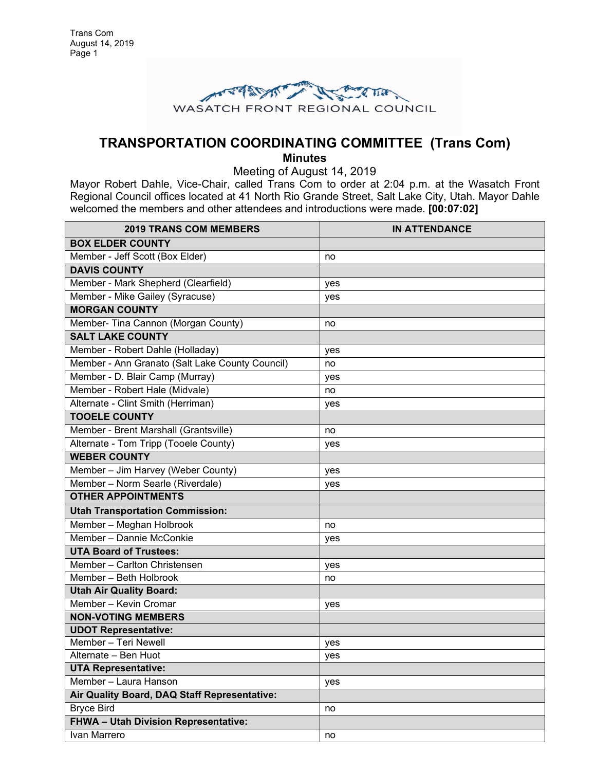# TRANSPORTATION COORDINATING COMMITTEE (Trans Com)

## Minutes

Meeting of August 14, 2019

Mayor Robert Dahle, Vice-Chair, called Trans Com to order at 2:04 p.m. at the Wasatch Front Regional Council offices located at 41 North Rio Grande Street, Salt Lake City, Utah. Mayor Dahle welcomed the members and other attendees and introductions were made. **[00:07:02]**

| 2019 TRANS COM MEMBERS | IN ATTENDANCE |
|---|---|
| **BOX ELDER COUNTY** | |
| Member - Jeff Scott (Box Elder) | no |
| **DAVIS COUNTY** | |
| Member - Mark Shepherd (Clearfield) | yes |
| Member - Mike Gailey (Syracuse) | yes |
| **MORGAN COUNTY** | |
| Member- Tina Cannon (Morgan County) | no |
| **SALT LAKE COUNTY** | |
| Member - Robert Dahle (Holladay) | yes |
| Member - Ann Granato (Salt Lake County Council) | no |
| Member - D. Blair Camp (Murray) | yes |
| Member - Robert Hale (Midvale) | no |
| Alternate - Clint Smith (Herriman) | yes |
| **TOOELE COUNTY** | |
| Member - Brent Marshall (Grantsville) | no |
| Alternate - Tom Tripp (Tooele County) | yes |
| **WEBER COUNTY** | |
| Member – Jim Harvey (Weber County) | yes |
| Member – Norm Searle (Riverdale) | yes |
| **OTHER APPOINTMENTS** | |
| **Utah Transportation Commission:** | |
| Member – Meghan Holbrook | no |
| Member – Dannie McConkie | yes |
| **UTA Board of Trustees:** | |
| Member – Carlton Christensen | yes |
| Member – Beth Holbrook | no |
| **Utah Air Quality Board:** | |
| Member – Kevin Cromar | yes |
| **NON-VOTING MEMBERS** | |
| **UDOT Representative:** | |
| Member – Teri Newell | yes |
| Alternate – Ben Huot | yes |
| **UTA Representative:** | |
| Member – Laura Hanson | yes |
| **Air Quality Board, DAQ Staff Representative:** | |
| Bryce Bird | no |
| **FHWA – Utah Division Representative:** | |
| Ivan Marrero | no |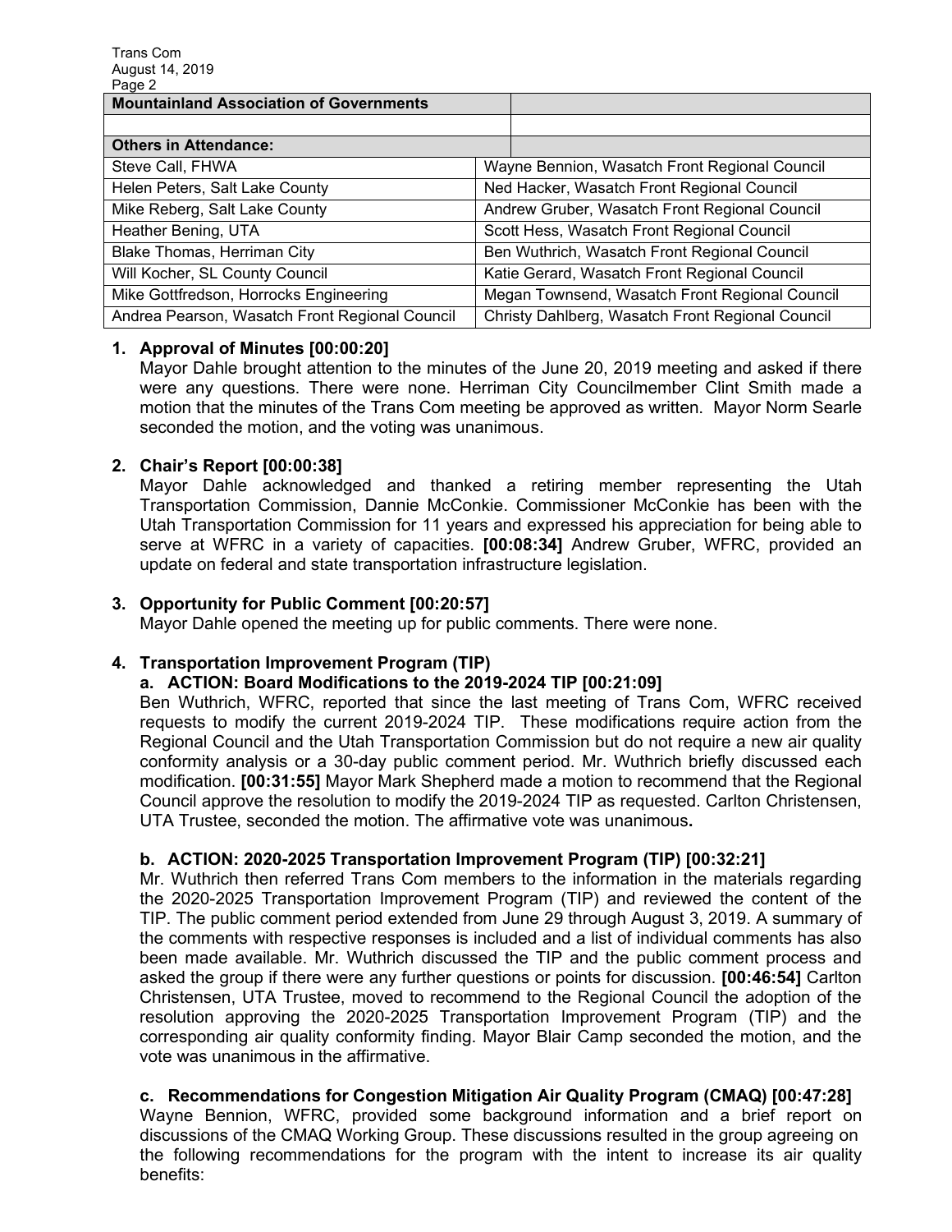| Mountainland Association of Governments | |
|---|---|
| | |
| **Others in Attendance:** | |
| Steve Call, FHWA | Wayne Bennion, Wasatch Front Regional Council |
| Helen Peters, Salt Lake County | Ned Hacker, Wasatch Front Regional Council |
| Mike Reberg, Salt Lake County | Andrew Gruber, Wasatch Front Regional Council |
| Heather Bening, UTA | Scott Hess, Wasatch Front Regional Council |
| Blake Thomas, Herriman City | Ben Wuthrich, Wasatch Front Regional Council |
| Will Kocher, SL County Council | Katie Gerard, Wasatch Front Regional Council |
| Mike Gottfredson, Horrocks Engineering | Megan Townsend, Wasatch Front Regional Council |
| Andrea Pearson, Wasatch Front Regional Council | Christy Dahlberg, Wasatch Front Regional Council |

1. **Approval of Minutes [00:00:20]**
   Mayor Dahle brought attention to the minutes of the June 20, 2019 meeting and asked if there were any questions. There were none. Herriman City Councilmember Clint Smith made a motion that the minutes of the Trans Com meeting be approved as written. Mayor Norm Searle seconded the motion, and the voting was unanimous.

2. **Chair's Report [00:00:38]**
   Mayor Dahle acknowledged and thanked a retiring member representing the Utah Transportation Commission, Dannie McConkie. Commissioner McConkie has been with the Utah Transportation Commission for 11 years and expressed his appreciation for being able to serve at WFRC in a variety of capacities. **[00:08:34]** Andrew Gruber, WFRC, provided an update on federal and state transportation infrastructure legislation.

3. **Opportunity for Public Comment [00:20:57]**
   Mayor Dahle opened the meeting up for public comments. There were none.

4. **Transportation Improvement Program (TIP)**

   **a. ACTION: Board Modifications to the 2019-2024 TIP [00:21:09]**
   Ben Wuthrich, WFRC, reported that since the last meeting of Trans Com, WFRC received requests to modify the current 2019-2024 TIP. These modifications require action from the Regional Council and the Utah Transportation Commission but do not require a new air quality conformity analysis or a 30-day public comment period. Mr. Wuthrich briefly discussed each modification. **[00:31:55]** Mayor Mark Shepherd made a motion to recommend that the Regional Council approve the resolution to modify the 2019-2024 TIP as requested. Carlton Christensen, UTA Trustee, seconded the motion. The affirmative vote was unanimous**.**

   **b. ACTION: 2020-2025 Transportation Improvement Program (TIP) [00:32:21]**
   Mr. Wuthrich then referred Trans Com members to the information in the materials regarding the 2020-2025 Transportation Improvement Program (TIP) and reviewed the content of the TIP. The public comment period extended from June 29 through August 3, 2019. A summary of the comments with respective responses is included and a list of individual comments has also been made available. Mr. Wuthrich discussed the TIP and the public comment process and asked the group if there were any further questions or points for discussion. **[00:46:54]** Carlton Christensen, UTA Trustee, moved to recommend to the Regional Council the adoption of the resolution approving the 2020-2025 Transportation Improvement Program (TIP) and the corresponding air quality conformity finding. Mayor Blair Camp seconded the motion, and the vote was unanimous in the affirmative.

   **c. Recommendations for Congestion Mitigation Air Quality Program (CMAQ) [00:47:28]**
   Wayne Bennion, WFRC, provided some background information and a brief report on discussions of the CMAQ Working Group. These discussions resulted in the group agreeing on the following recommendations for the program with the intent to increase its air quality benefits: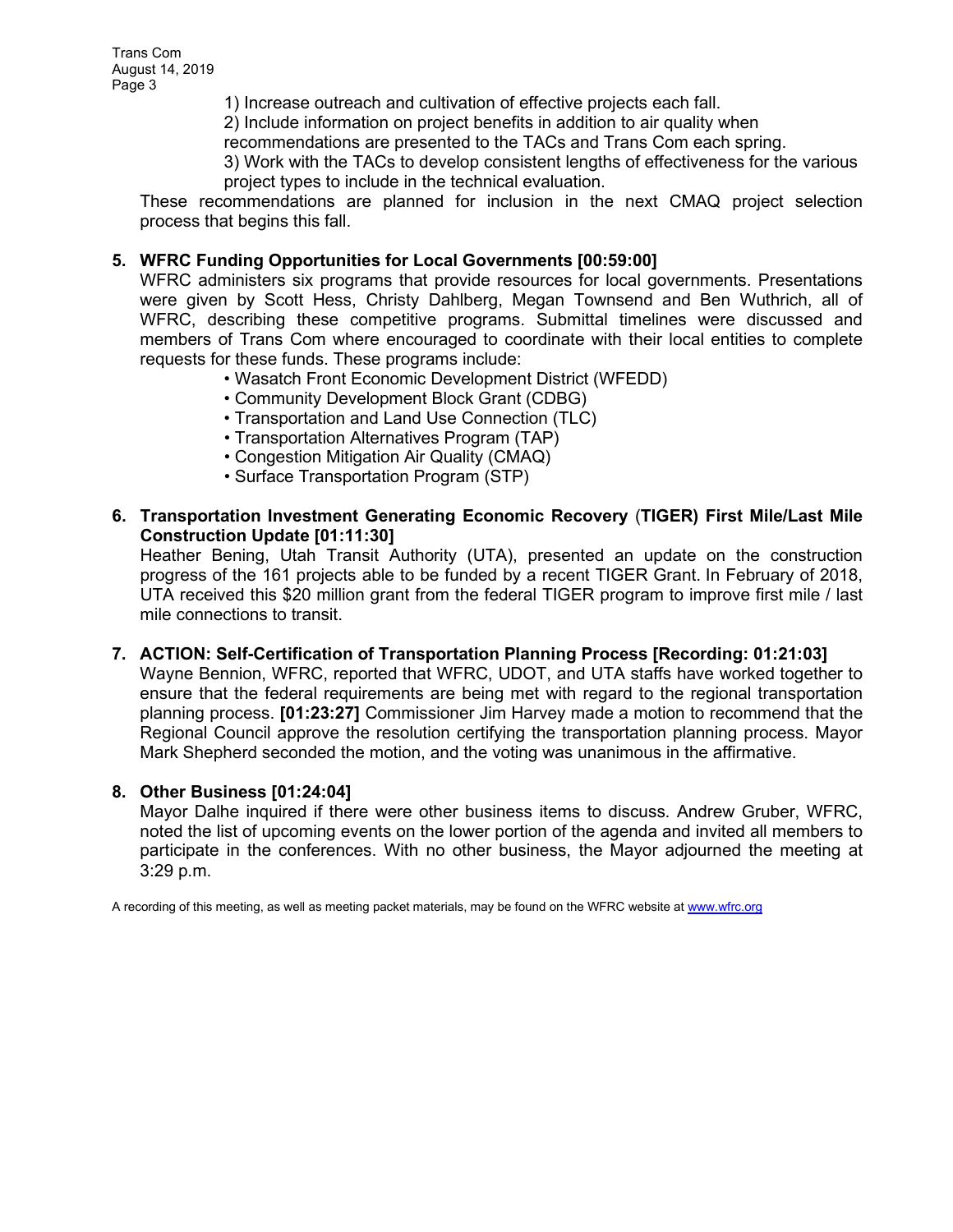1) Increase outreach and cultivation of effective projects each fall.
2) Include information on project benefits in addition to air quality when recommendations are presented to the TACs and Trans Com each spring.
3) Work with the TACs to develop consistent lengths of effectiveness for the various project types to include in the technical evaluation.

These recommendations are planned for inclusion in the next CMAQ project selection process that begins this fall.

5. **WFRC Funding Opportunities for Local Governments [00:59:00]**
WFRC administers six programs that provide resources for local governments. Presentations were given by Scott Hess, Christy Dahlberg, Megan Townsend and Ben Wuthrich, all of WFRC, describing these competitive programs. Submittal timelines were discussed and members of Trans Com where encouraged to coordinate with their local entities to complete requests for these funds. These programs include:
    - Wasatch Front Economic Development District (WFEDD)
    - Community Development Block Grant (CDBG)
    - Transportation and Land Use Connection (TLC)
    - Transportation Alternatives Program (TAP)
    - Congestion Mitigation Air Quality (CMAQ)
    - Surface Transportation Program (STP)

6. **Transportation Investment Generating Economic Recovery (TIGER) First Mile/Last Mile Construction Update [01:11:30]**
Heather Bening, Utah Transit Authority (UTA), presented an update on the construction progress of the 161 projects able to be funded by a recent TIGER Grant. In February of 2018, UTA received this $20 million grant from the federal TIGER program to improve first mile / last mile connections to transit.

7. **ACTION: Self-Certification of Transportation Planning Process [Recording: 01:21:03]**
Wayne Bennion, WFRC, reported that WFRC, UDOT, and UTA staffs have worked together to ensure that the federal requirements are being met with regard to the regional transportation planning process. **[01:23:27]** Commissioner Jim Harvey made a motion to recommend that the Regional Council approve the resolution certifying the transportation planning process. Mayor Mark Shepherd seconded the motion, and the voting was unanimous in the affirmative.

8. **Other Business [01:24:04]**
Mayor Dalhe inquired if there were other business items to discuss. Andrew Gruber, WFRC, noted the list of upcoming events on the lower portion of the agenda and invited all members to participate in the conferences. With no other business, the Mayor adjourned the meeting at 3:29 p.m.

A recording of this meeting, as well as meeting packet materials, may be found on the WFRC website at www.wfrc.org